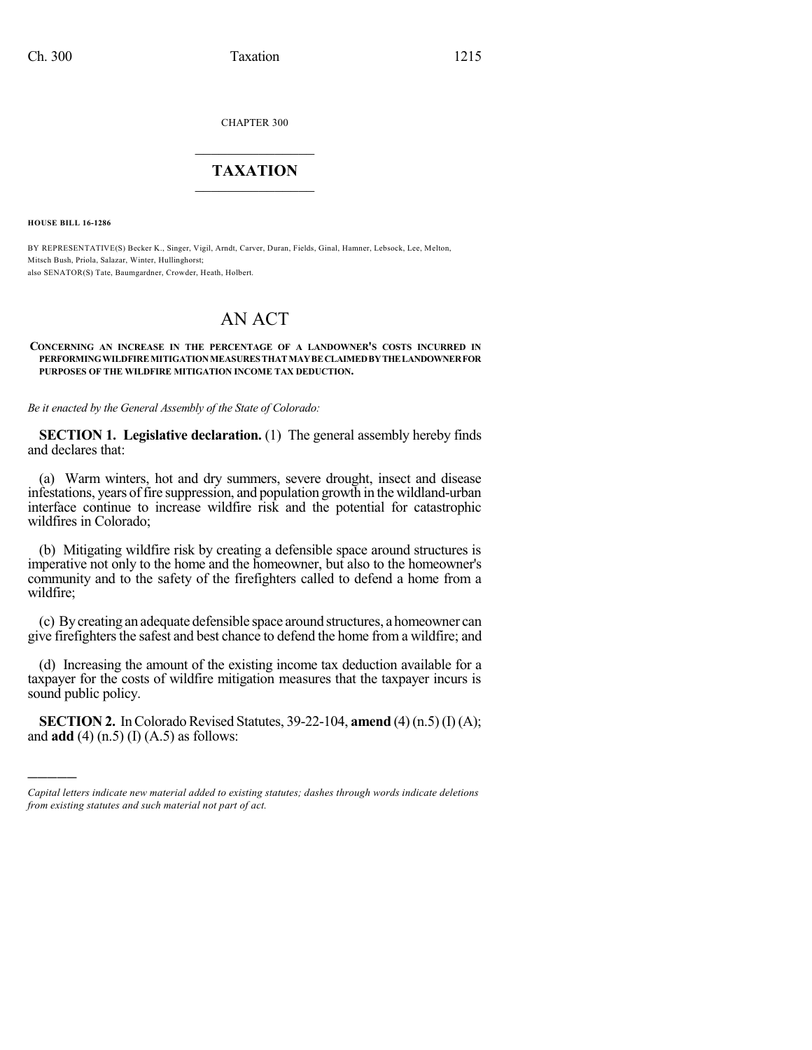CHAPTER 300

# TAXATION

**HOUSE BILL 16-1286**

BY REPRESENTATIVE(S) Becker K., Singer, Vigil, Arndt, Carver, Duran, Fields, Ginal, Hamner, Lebsock, Lee, Melton, Mitsch Bush, Priola, Salazar, Winter, Hullinghorst;
also SENATOR(S) Tate, Baumgardner, Crowder, Heath, Holbert.

# AN ACT

**CONCERNING AN INCREASE IN THE PERCENTAGE OF A LANDOWNER'S COSTS INCURRED IN PERFORMING WILDFIRE MITIGATION MEASURES THAT MAY BE CLAIMED BY THE LANDOWNER FOR PURPOSES OF THE WILDFIRE MITIGATION INCOME TAX DEDUCTION.**

*Be it enacted by the General Assembly of the State of Colorado:*

**SECTION 1. Legislative declaration.** (1) The general assembly hereby finds and declares that:

(a) Warm winters, hot and dry summers, severe drought, insect and disease infestations, years of fire suppression, and population growth in the wildland-urban interface continue to increase wildfire risk and the potential for catastrophic wildfires in Colorado;

(b) Mitigating wildfire risk by creating a defensible space around structures is imperative not only to the home and the homeowner, but also to the homeowner's community and to the safety of the firefighters called to defend a home from a wildfire;

(c) By creating an adequate defensible space around structures, a homeowner can give firefighters the safest and best chance to defend the home from a wildfire; and

(d) Increasing the amount of the existing income tax deduction available for a taxpayer for the costs of wildfire mitigation measures that the taxpayer incurs is sound public policy.

**SECTION 2.** In Colorado Revised Statutes, 39-22-104, **amend** (4) (n.5) (I) (A); and **add** (4) (n.5) (I) (A.5) as follows:

*Capital letters indicate new material added to existing statutes; dashes through words indicate deletions from existing statutes and such material not part of act.*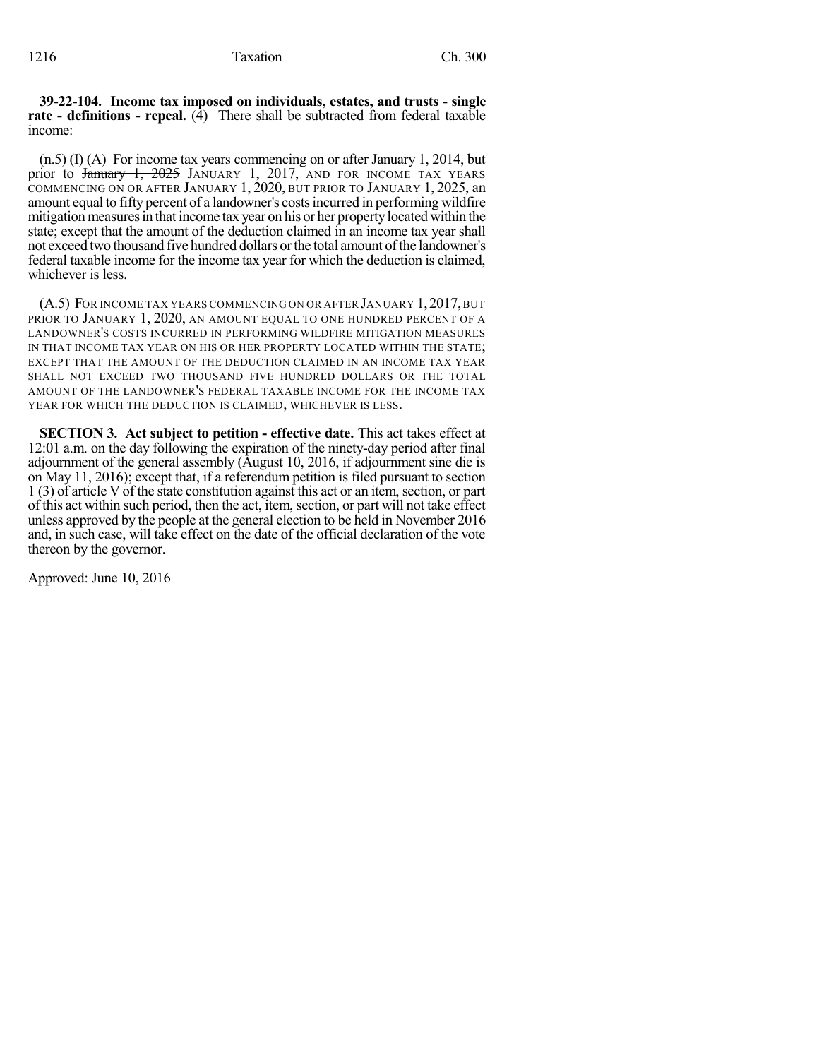**39-22-104. Income tax imposed on individuals, estates, and trusts - single rate - definitions - repeal.** (4) There shall be subtracted from federal taxable income:

(n.5) (I) (A) For income tax years commencing on or after January 1, 2014, but prior to ~~January 1, 2025~~ JANUARY 1, 2017, AND FOR INCOME TAX YEARS COMMENCING ON OR AFTER JANUARY 1, 2020, BUT PRIOR TO JANUARY 1, 2025, an amount equal to fifty percent of a landowner's costs incurred in performing wildfire mitigation measures in that income tax year on his or her property located within the state; except that the amount of the deduction claimed in an income tax year shall not exceed two thousand five hundred dollars or the total amount of the landowner's federal taxable income for the income tax year for which the deduction is claimed, whichever is less.

(A.5) FOR INCOME TAX YEARS COMMENCING ON OR AFTER JANUARY 1, 2017, BUT PRIOR TO JANUARY 1, 2020, AN AMOUNT EQUAL TO ONE HUNDRED PERCENT OF A LANDOWNER'S COSTS INCURRED IN PERFORMING WILDFIRE MITIGATION MEASURES IN THAT INCOME TAX YEAR ON HIS OR HER PROPERTY LOCATED WITHIN THE STATE; EXCEPT THAT THE AMOUNT OF THE DEDUCTION CLAIMED IN AN INCOME TAX YEAR SHALL NOT EXCEED TWO THOUSAND FIVE HUNDRED DOLLARS OR THE TOTAL AMOUNT OF THE LANDOWNER'S FEDERAL TAXABLE INCOME FOR THE INCOME TAX YEAR FOR WHICH THE DEDUCTION IS CLAIMED, WHICHEVER IS LESS.

**SECTION 3. Act subject to petition - effective date.** This act takes effect at 12:01 a.m. on the day following the expiration of the ninety-day period after final adjournment of the general assembly (August 10, 2016, if adjournment sine die is on May 11, 2016); except that, if a referendum petition is filed pursuant to section 1 (3) of article V of the state constitution against this act or an item, section, or part of this act within such period, then the act, item, section, or part will not take effect unless approved by the people at the general election to be held in November 2016 and, in such case, will take effect on the date of the official declaration of the vote thereon by the governor.

Approved: June 10, 2016